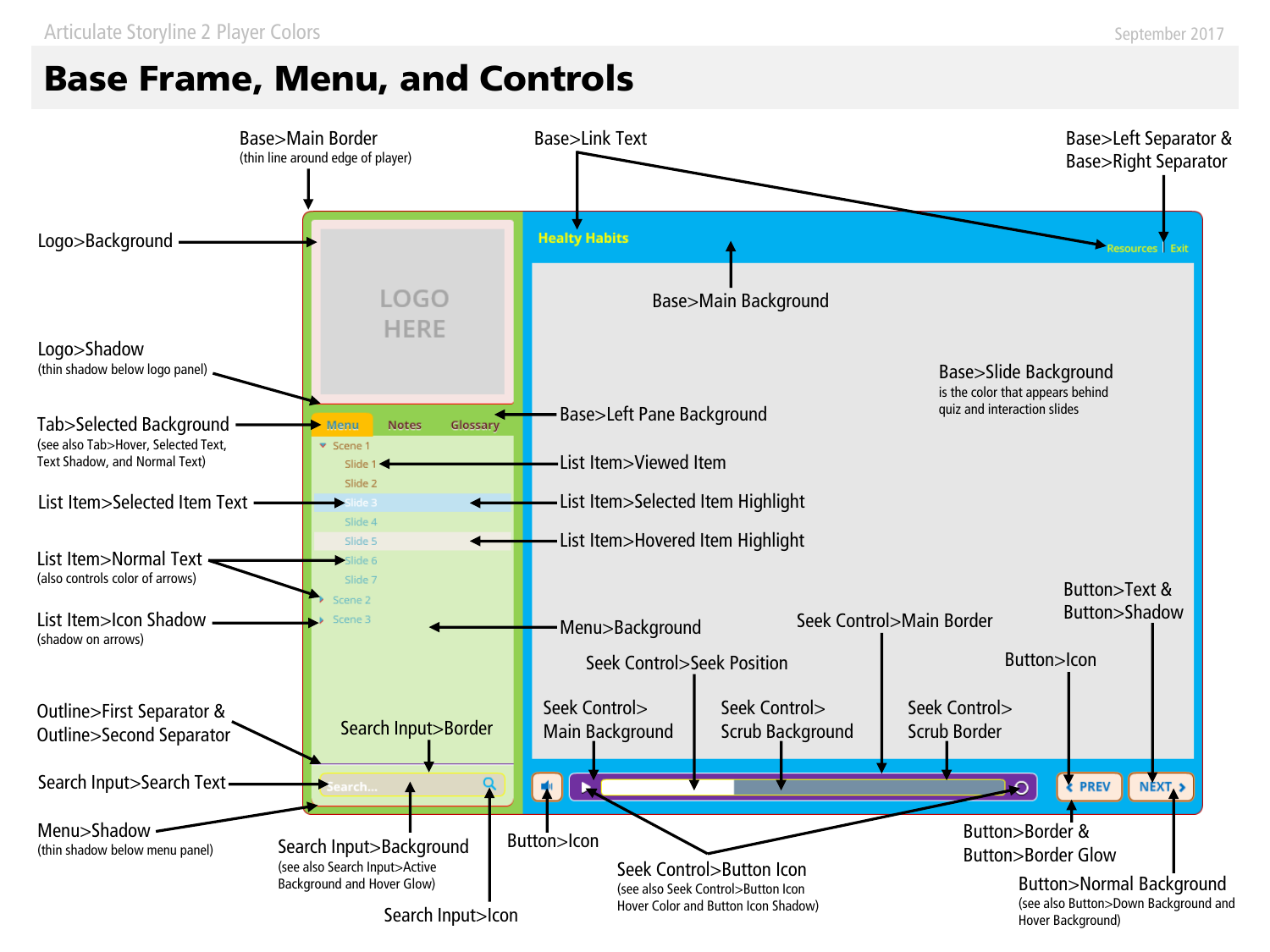Articulate Storyline 2 Player Colors

September 2017

# Base Frame, Menu, and Controls

Base>Main Border
(thin line around edge of player)

Base>Link Text

Base>Left Separator &
Base>Right Separator

Logo>Background

LOGO HERE

Healty Habits

Resources | Exit

Base>Main Background

Logo>Shadow
(thin shadow below logo panel)

Base>Slide Background
is the color that appears behind quiz and interaction slides

Tab>Selected Background
(see also Tab>Hover, Selected Text, Text Shadow, and Normal Text)

Menu Notes Glossary

Base>Left Pane Background

Scene 1
Slide 1
Slide 2
Slide 3
Slide 4
Slide 5
Slide 6
Slide 7
Scene 2
Scene 3

List Item>Viewed Item

List Item>Selected Item Text

List Item>Selected Item Highlight

List Item>Hovered Item Highlight

List Item>Normal Text
(also controls color of arrows)

List Item>Icon Shadow
(shadow on arrows)

Menu>Background

Seek Control>Main Border

Button>Text &
Button>Shadow

Seek Control>Seek Position

Button>Icon

Outline>First Separator &
Outline>Second Separator

Seek Control>
Main Background

Seek Control>
Scrub Background

Seek Control>
Scrub Border

Search Input>Border

Search Input>Search Text

Search...

PREV NEXT

Menu>Shadow
(thin shadow below menu panel)

Search Input>Background
(see also Search Input>Active Background and Hover Glow)

Button>Icon

Seek Control>Button Icon
(see also Seek Control>Button Icon Hover Color and Button Icon Shadow)

Button>Border &
Button>Border Glow

Button>Normal Background
(see also Button>Down Background and Hover Background)

Search Input>Icon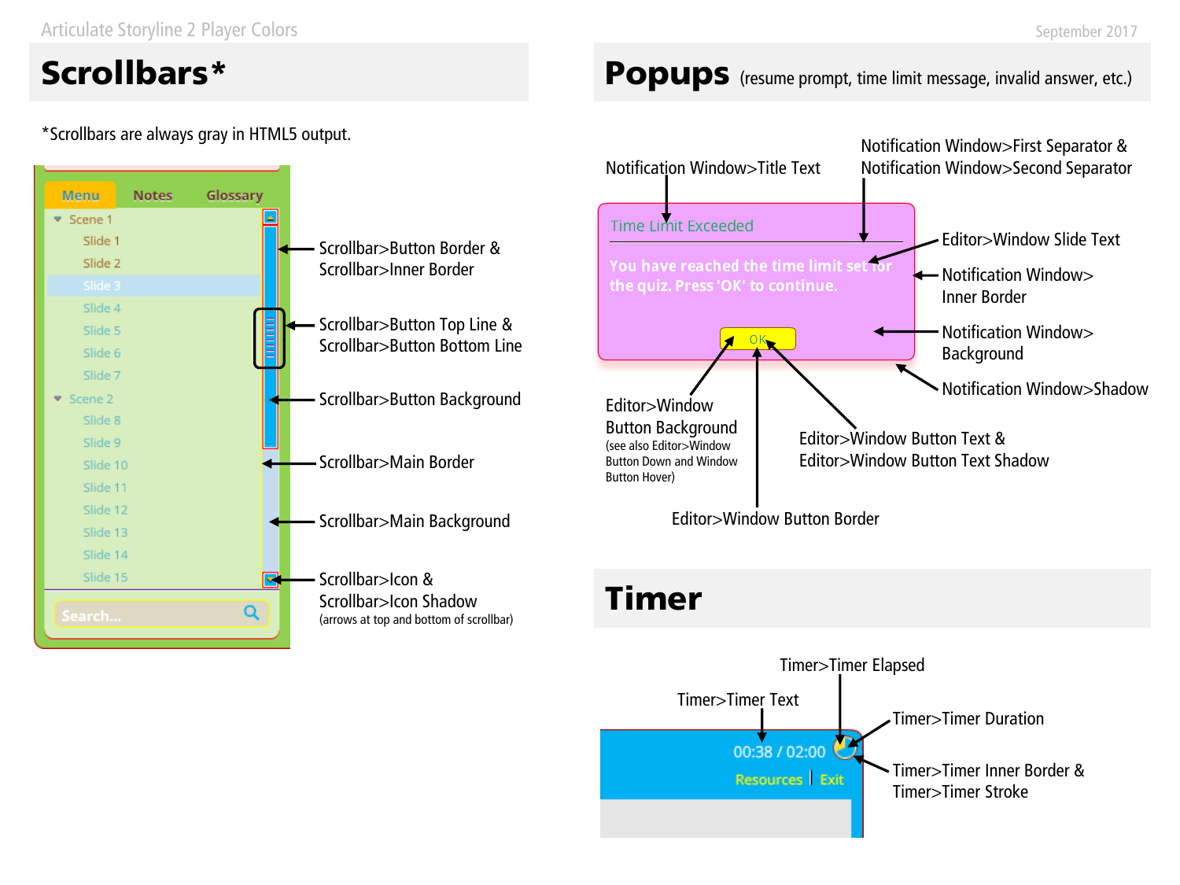# Scrollbars*

*Scrollbars are always gray in HTML5 output.

Menu Notes Glossary

Scene 1
Slide 1
Slide 2
Slide 3
Slide 4
Slide 5
Slide 6
Slide 7
Scene 2
Slide 8
Slide 9
Slide 10
Slide 11
Slide 12
Slide 13
Slide 14
Slide 15

Search...

Scrollbar>Button Border &
Scrollbar>Inner Border

Scrollbar>Button Top Line &
Scrollbar>Button Bottom Line

Scrollbar>Button Background

Scrollbar>Main Border

Scrollbar>Main Background

Scrollbar>Icon &
Scrollbar>Icon Shadow
(arrows at top and bottom of scrollbar)

# Popups (resume prompt, time limit message, invalid answer, etc.)

Notification Window>Title Text

Notification Window>First Separator &
Notification Window>Second Separator

Time Limit Exceeded

You have reached the time limit set for the quiz. Press 'OK' to continue.

OK

Editor>Window Slide Text

Notification Window>
Inner Border

Notification Window>
Background

Notification Window>Shadow

Editor>Window
Button Background
(see also Editor>Window
Button Down and Window
Button Hover)

Editor>Window Button Text &
Editor>Window Button Text Shadow

Editor>Window Button Border

# Timer

Timer>Timer Elapsed

Timer>Timer Text

Timer>Timer Duration

00:38 / 02:00

Resources | Exit

Timer>Timer Inner Border &
Timer>Timer Stroke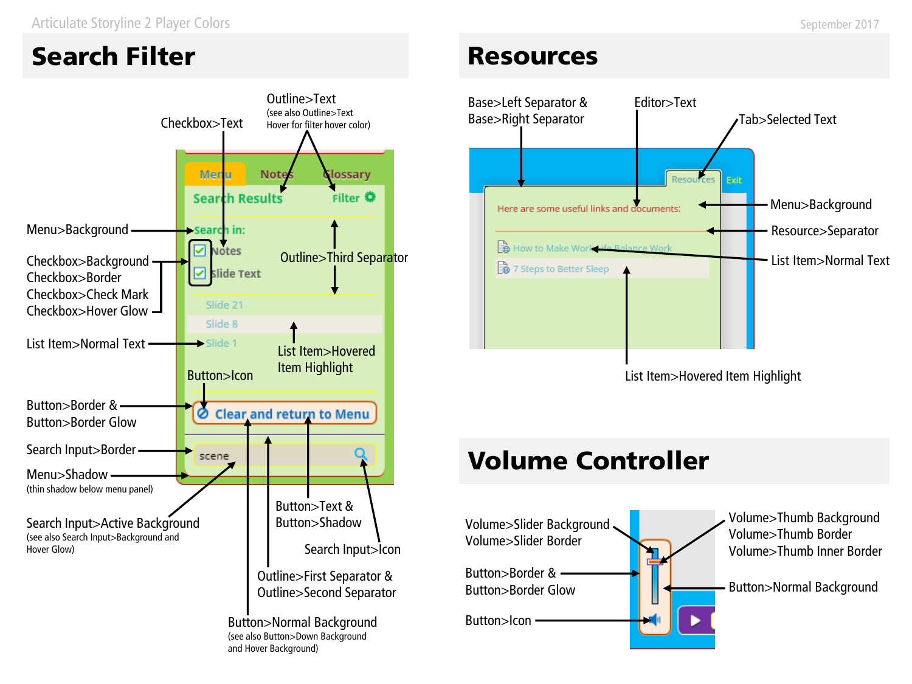## Search Filter

Checkbox>Text

Outline>Text
(see also Outline>Text Hover for filter hover color)

Menu>Background

Checkbox>Background
Checkbox>Border
Checkbox>Check Mark
Checkbox>Hover Glow

Outline>Third Separator

List Item>Normal Text

List Item>Hovered Item Highlight

Button>Icon

Button>Border &
Button>Border Glow

Search Input>Border

Menu>Shadow
(thin shadow below menu panel)

Search Input>Active Background
(see also Search Input>Background and Hover Glow)

Button>Text &
Button>Shadow

Search Input>Icon

Outline>First Separator &
Outline>Second Separator

Button>Normal Background
(see also Button>Down Background and Hover Background)

## Resources

Base>Left Separator &
Base>Right Separator

Editor>Text

Tab>Selected Text

Menu>Background

Resource>Separator

List Item>Normal Text

List Item>Hovered Item Highlight

## Volume Controller

Volume>Slider Background
Volume>Slider Border

Volume>Thumb Background
Volume>Thumb Border
Volume>Thumb Inner Border

Button>Border &
Button>Border Glow

Button>Normal Background

Button>Icon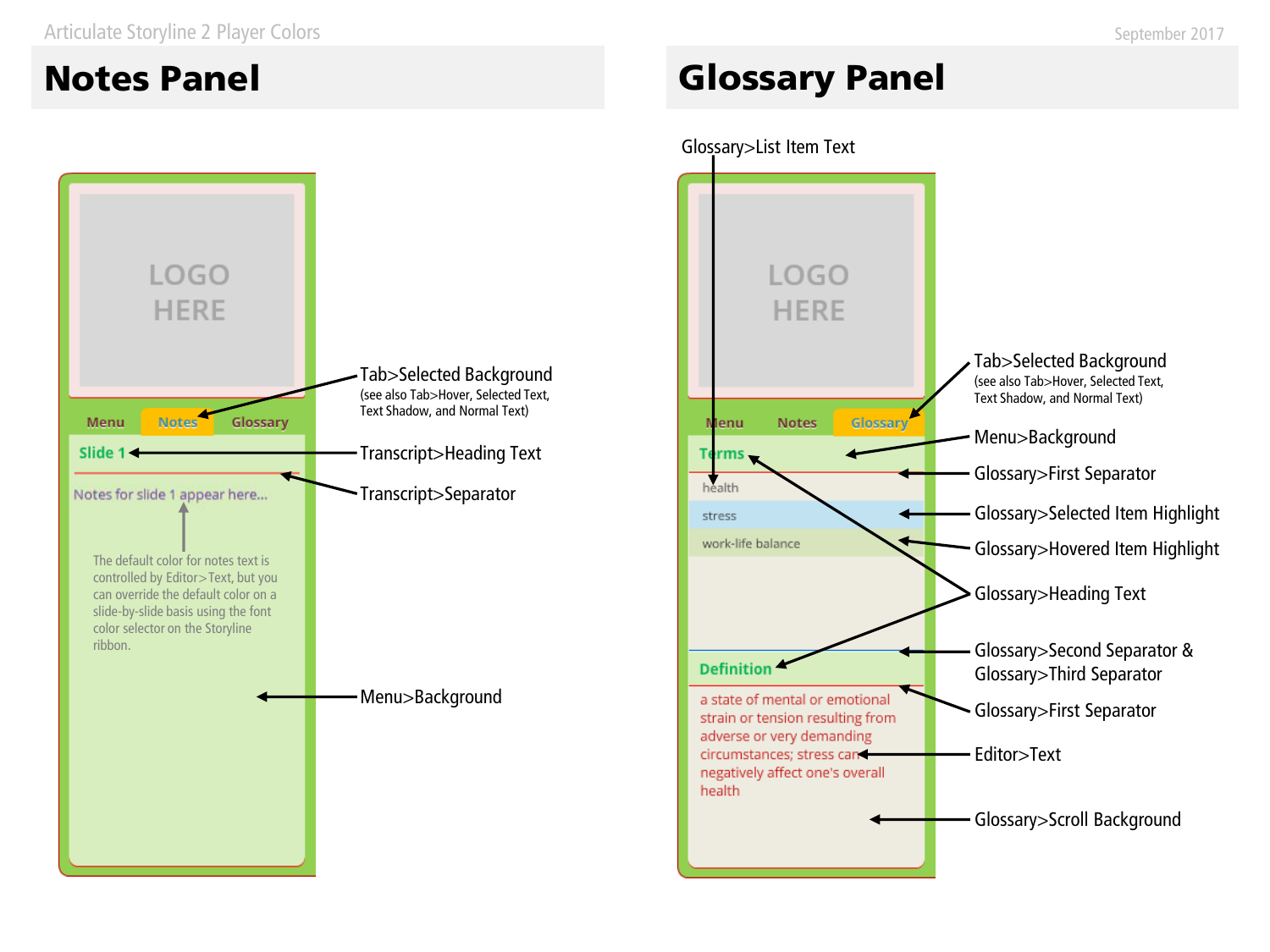Articulate Storyline 2 Player Colors

September 2017

## Notes Panel

LOGO
HERE

Menu Notes Glossary

Slide 1

Notes for slide 1 appear here...

The default color for notes text is controlled by Editor>Text, but you can override the default color on a slide-by-slide basis using the font color selector on the Storyline ribbon.

Tab>Selected Background
(see also Tab>Hover, Selected Text, Text Shadow, and Normal Text)

Transcript>Heading Text

Transcript>Separator

Menu>Background

## Glossary Panel

Glossary>List Item Text

LOGO
HERE

Menu Notes Glossary

Terms

health

stress

work-life balance

Definition

a state of mental or emotional strain or tension resulting from adverse or very demanding circumstances; stress can negatively affect one's overall health

Tab>Selected Background
(see also Tab>Hover, Selected Text, Text Shadow, and Normal Text)

Menu>Background

Glossary>First Separator

Glossary>Selected Item Highlight

Glossary>Hovered Item Highlight

Glossary>Heading Text

Glossary>Second Separator &
Glossary>Third Separator

Glossary>First Separator

Editor>Text

Glossary>Scroll Background